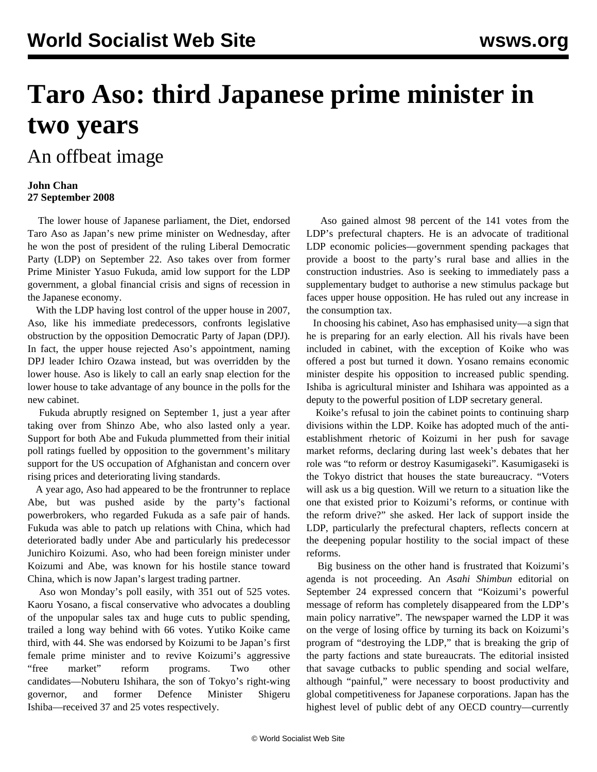# Taro Aso: third Japanese prime minister in two years

## An offbeat image

**John Chan**
**27 September 2008**

The lower house of Japanese parliament, the Diet, endorsed Taro Aso as Japan's new prime minister on Wednesday, after he won the post of president of the ruling Liberal Democratic Party (LDP) on September 22. Aso takes over from former Prime Minister Yasuo Fukuda, amid low support for the LDP government, a global financial crisis and signs of recession in the Japanese economy.

With the LDP having lost control of the upper house in 2007, Aso, like his immediate predecessors, confronts legislative obstruction by the opposition Democratic Party of Japan (DPJ). In fact, the upper house rejected Aso's appointment, naming DPJ leader Ichiro Ozawa instead, but was overridden by the lower house. Aso is likely to call an early snap election for the lower house to take advantage of any bounce in the polls for the new cabinet.

Fukuda abruptly resigned on September 1, just a year after taking over from Shinzo Abe, who also lasted only a year. Support for both Abe and Fukuda plummetted from their initial poll ratings fuelled by opposition to the government's military support for the US occupation of Afghanistan and concern over rising prices and deteriorating living standards.

A year ago, Aso had appeared to be the frontrunner to replace Abe, but was pushed aside by the party's factional powerbrokers, who regarded Fukuda as a safe pair of hands. Fukuda was able to patch up relations with China, which had deteriorated badly under Abe and particularly his predecessor Junichiro Koizumi. Aso, who had been foreign minister under Koizumi and Abe, was known for his hostile stance toward China, which is now Japan's largest trading partner.

Aso won Monday's poll easily, with 351 out of 525 votes. Kaoru Yosano, a fiscal conservative who advocates a doubling of the unpopular sales tax and huge cuts to public spending, trailed a long way behind with 66 votes. Yutiko Koike came third, with 44. She was endorsed by Koizumi to be Japan's first female prime minister and to revive Koizumi's aggressive "free market" reform programs. Two other candidates—Nobuteru Ishihara, the son of Tokyo's right-wing governor, and former Defence Minister Shigeru Ishiba—received 37 and 25 votes respectively.

Aso gained almost 98 percent of the 141 votes from the LDP's prefectural chapters. He is an advocate of traditional LDP economic policies—government spending packages that provide a boost to the party's rural base and allies in the construction industries. Aso is seeking to immediately pass a supplementary budget to authorise a new stimulus package but faces upper house opposition. He has ruled out any increase in the consumption tax.

In choosing his cabinet, Aso has emphasised unity—a sign that he is preparing for an early election. All his rivals have been included in cabinet, with the exception of Koike who was offered a post but turned it down. Yosano remains economic minister despite his opposition to increased public spending. Ishiba is agricultural minister and Ishihara was appointed as a deputy to the powerful position of LDP secretary general.

Koike's refusal to join the cabinet points to continuing sharp divisions within the LDP. Koike has adopted much of the anti-establishment rhetoric of Koizumi in her push for savage market reforms, declaring during last week's debates that her role was "to reform or destroy Kasumigaseki". Kasumigaseki is the Tokyo district that houses the state bureaucracy. "Voters will ask us a big question. Will we return to a situation like the one that existed prior to Koizumi's reforms, or continue with the reform drive?" she asked. Her lack of support inside the LDP, particularly the prefectural chapters, reflects concern at the deepening popular hostility to the social impact of these reforms.

Big business on the other hand is frustrated that Koizumi's agenda is not proceeding. An *Asahi Shimbun* editorial on September 24 expressed concern that "Koizumi's powerful message of reform has completely disappeared from the LDP's main policy narrative". The newspaper warned the LDP it was on the verge of losing office by turning its back on Koizumi's program of "destroying the LDP," that is breaking the grip of the party factions and state bureaucrats. The editorial insisted that savage cutbacks to public spending and social welfare, although "painful," were necessary to boost productivity and global competitiveness for Japanese corporations. Japan has the highest level of public debt of any OECD country—currently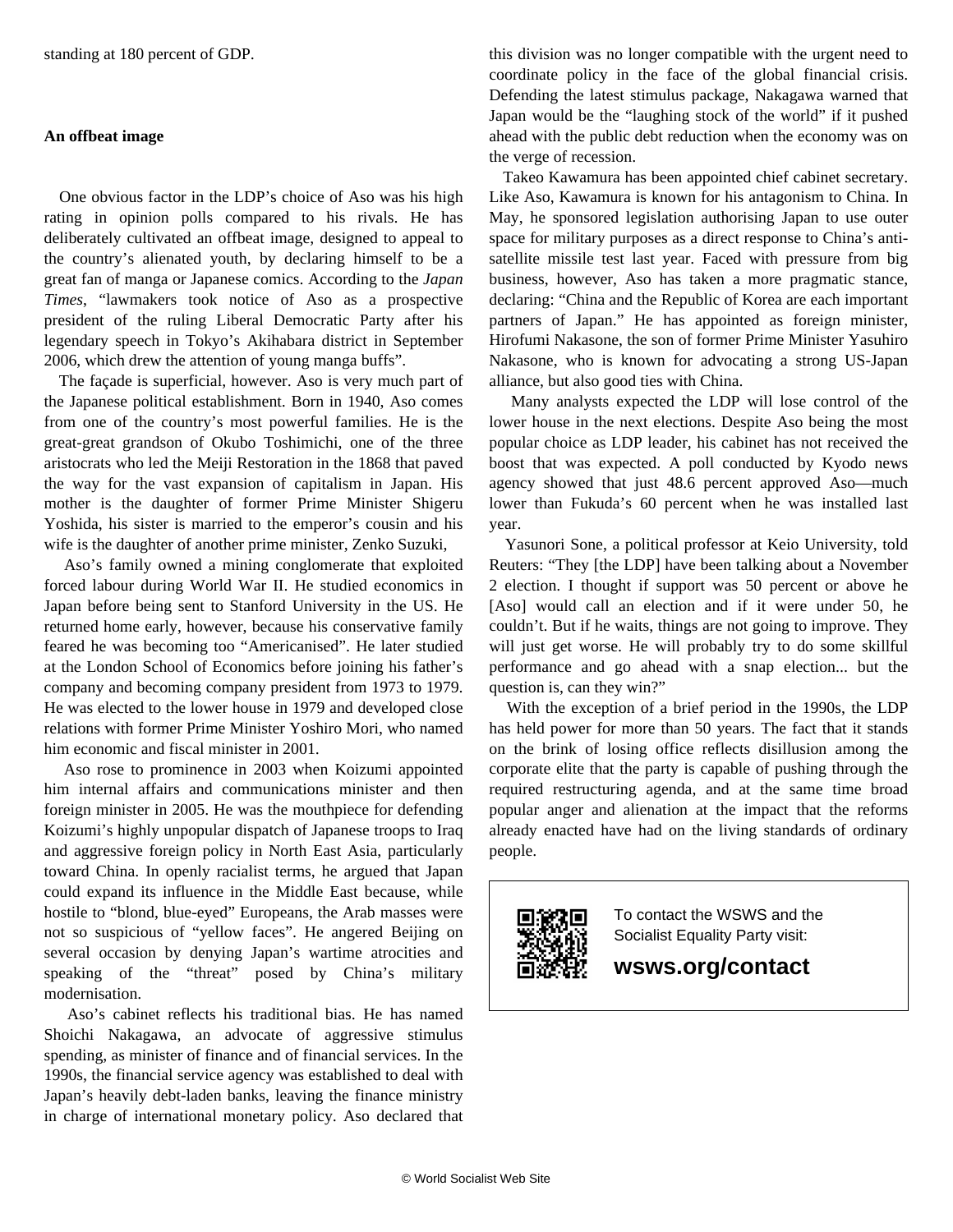standing at 180 percent of GDP.

**An offbeat image**

One obvious factor in the LDP's choice of Aso was his high rating in opinion polls compared to his rivals. He has deliberately cultivated an offbeat image, designed to appeal to the country's alienated youth, by declaring himself to be a great fan of manga or Japanese comics. According to the *Japan Times*, "lawmakers took notice of Aso as a prospective president of the ruling Liberal Democratic Party after his legendary speech in Tokyo's Akihabara district in September 2006, which drew the attention of young manga buffs".

The façade is superficial, however. Aso is very much part of the Japanese political establishment. Born in 1940, Aso comes from one of the country's most powerful families. He is the great-great grandson of Okubo Toshimichi, one of the three aristocrats who led the Meiji Restoration in the 1868 that paved the way for the vast expansion of capitalism in Japan. His mother is the daughter of former Prime Minister Shigeru Yoshida, his sister is married to the emperor's cousin and his wife is the daughter of another prime minister, Zenko Suzuki,

Aso's family owned a mining conglomerate that exploited forced labour during World War II. He studied economics in Japan before being sent to Stanford University in the US. He returned home early, however, because his conservative family feared he was becoming too "Americanised". He later studied at the London School of Economics before joining his father's company and becoming company president from 1973 to 1979. He was elected to the lower house in 1979 and developed close relations with former Prime Minister Yoshiro Mori, who named him economic and fiscal minister in 2001.

Aso rose to prominence in 2003 when Koizumi appointed him internal affairs and communications minister and then foreign minister in 2005. He was the mouthpiece for defending Koizumi's highly unpopular dispatch of Japanese troops to Iraq and aggressive foreign policy in North East Asia, particularly toward China. In openly racialist terms, he argued that Japan could expand its influence in the Middle East because, while hostile to "blond, blue-eyed" Europeans, the Arab masses were not so suspicious of "yellow faces". He angered Beijing on several occasion by denying Japan's wartime atrocities and speaking of the "threat" posed by China's military modernisation.

Aso's cabinet reflects his traditional bias. He has named Shoichi Nakagawa, an advocate of aggressive stimulus spending, as minister of finance and of financial services. In the 1990s, the financial service agency was established to deal with Japan's heavily debt-laden banks, leaving the finance ministry in charge of international monetary policy. Aso declared that this division was no longer compatible with the urgent need to coordinate policy in the face of the global financial crisis. Defending the latest stimulus package, Nakagawa warned that Japan would be the "laughing stock of the world" if it pushed ahead with the public debt reduction when the economy was on the verge of recession.

Takeo Kawamura has been appointed chief cabinet secretary. Like Aso, Kawamura is known for his antagonism to China. In May, he sponsored legislation authorising Japan to use outer space for military purposes as a direct response to China's anti-satellite missile test last year. Faced with pressure from big business, however, Aso has taken a more pragmatic stance, declaring: "China and the Republic of Korea are each important partners of Japan." He has appointed as foreign minister, Hirofumi Nakasone, the son of former Prime Minister Yasuhiro Nakasone, who is known for advocating a strong US-Japan alliance, but also good ties with China.

Many analysts expected the LDP will lose control of the lower house in the next elections. Despite Aso being the most popular choice as LDP leader, his cabinet has not received the boost that was expected. A poll conducted by Kyodo news agency showed that just 48.6 percent approved Aso—much lower than Fukuda's 60 percent when he was installed last year.

Yasunori Sone, a political professor at Keio University, told Reuters: "They [the LDP] have been talking about a November 2 election. I thought if support was 50 percent or above he [Aso] would call an election and if it were under 50, he couldn't. But if he waits, things are not going to improve. They will just get worse. He will probably try to do some skillful performance and go ahead with a snap election... but the question is, can they win?"

With the exception of a brief period in the 1990s, the LDP has held power for more than 50 years. The fact that it stands on the brink of losing office reflects disillusion among the corporate elite that the party is capable of pushing through the required restructuring agenda, and at the same time broad popular anger and alienation at the impact that the reforms already enacted have had on the living standards of ordinary people.

To contact the WSWS and the Socialist Equality Party visit:

**wsws.org/contact**